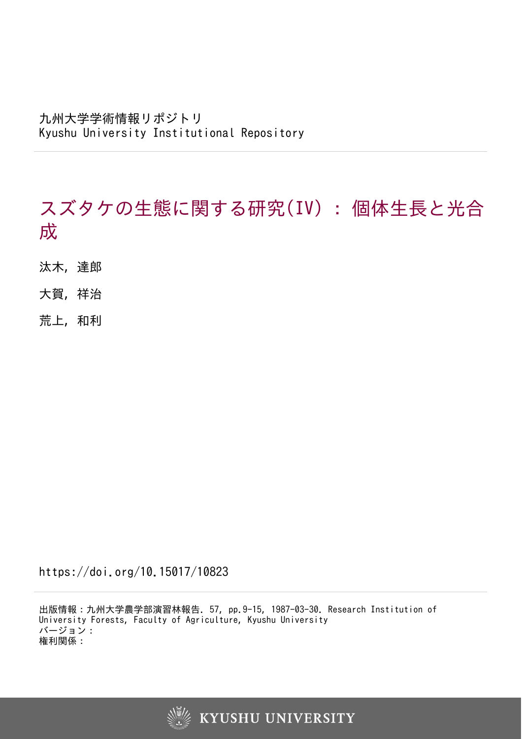九州大学学術情報リポジトリ
Kyushu University Institutional Repository

# スズタケの生態に関する研究(IV)：個体生長と光合成

汰木，達郎

大賀，祥治

荒上，和利

https://doi.org/10.15017/10823

出版情報：九州大学農学部演習林報告. 57, pp.9-15, 1987-03-30. Research Institution of University Forests, Faculty of Agriculture, Kyushu University
バージョン：
権利関係：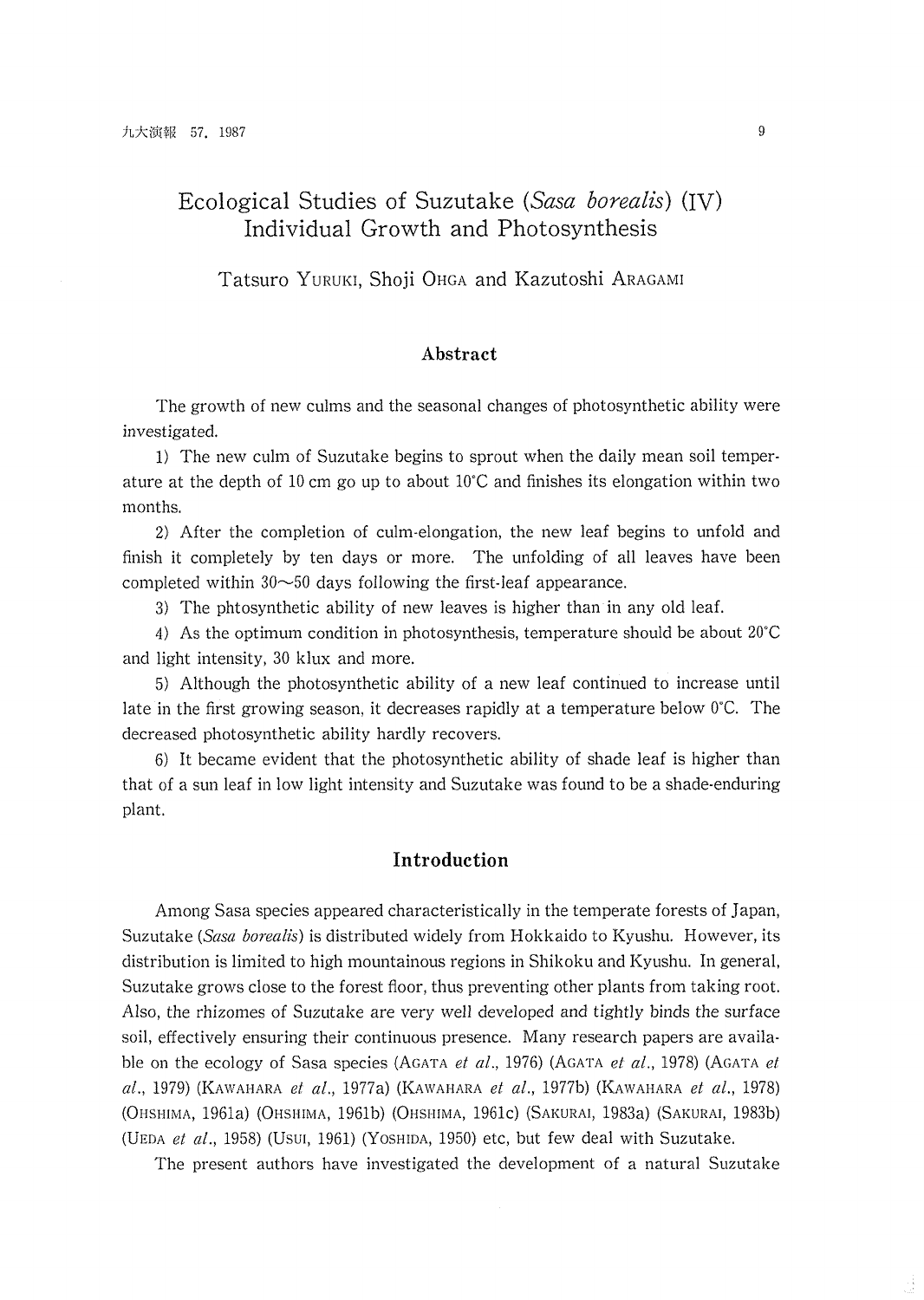# Ecological Studies of Suzutake (*Sasa borealis*) (IV) Individual Growth and Photosynthesis

Tatsuro YURUKI, Shoji OHGA and Kazutoshi ARAGAMI

## Abstract

The growth of new culms and the seasonal changes of photosynthetic ability were investigated.

1) The new culm of Suzutake begins to sprout when the daily mean soil temperature at the depth of 10 cm go up to about 10°C and finishes its elongation within two months.

2) After the completion of culm-elongation, the new leaf begins to unfold and finish it completely by ten days or more. The unfolding of all leaves have been completed within 30～50 days following the first-leaf appearance.

3) The phtosynthetic ability of new leaves is higher than in any old leaf.

4) As the optimum condition in photosynthesis, temperature should be about 20°C and light intensity, 30 klux and more.

5) Although the photosynthetic ability of a new leaf continued to increase until late in the first growing season, it decreases rapidly at a temperature below 0°C. The decreased photosynthetic ability hardly recovers.

6) It became evident that the photosynthetic ability of shade leaf is higher than that of a sun leaf in low light intensity and Suzutake was found to be a shade-enduring plant.

## Introduction

Among Sasa species appeared characteristically in the temperate forests of Japan, Suzutake (*Sasa borealis*) is distributed widely from Hokkaido to Kyushu. However, its distribution is limited to high mountainous regions in Shikoku and Kyushu. In general, Suzutake grows close to the forest floor, thus preventing other plants from taking root. Also, the rhizomes of Suzutake are very well developed and tightly binds the surface soil, effectively ensuring their continuous presence. Many research papers are available on the ecology of Sasa species (AGATA *et al.*, 1976) (AGATA *et al.*, 1978) (AGATA *et al.*, 1979) (KAWAHARA *et al.*, 1977a) (KAWAHARA *et al.*, 1977b) (KAWAHARA *et al.*, 1978) (OHSHIMA, 1961a) (OHSHIMA, 1961b) (OHSHIMA, 1961c) (SAKURAI, 1983a) (SAKURAI, 1983b) (UEDA *et al.*, 1958) (USUI, 1961) (YOSHIDA, 1950) etc, but few deal with Suzutake.

The present authors have investigated the development of a natural Suzutake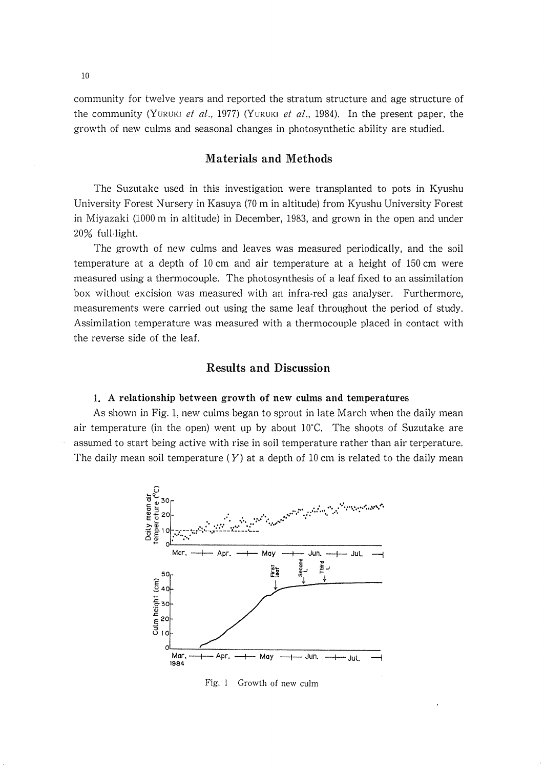community for twelve years and reported the stratum structure and age structure of the community (Yuruki *et al.*, 1977) (Yuruki *et al.*, 1984). In the present paper, the growth of new culms and seasonal changes in photosynthetic ability are studied.

## Materials and Methods

The Suzutake used in this investigation were transplanted to pots in Kyushu University Forest Nursery in Kasuya (70 m in altitude) from Kyushu University Forest in Miyazaki (1000 m in altitude) in December, 1983, and grown in the open and under 20% full-light.

The growth of new culms and leaves was measured periodically, and the soil temperature at a depth of 10 cm and air temperature at a height of 150 cm were measured using a thermocouple. The photosynthesis of a leaf fixed to an assimilation box without excision was measured with an infra-red gas analyser. Furthermore, measurements were carried out using the same leaf throughout the period of study. Assimilation temperature was measured with a thermocouple placed in contact with the reverse side of the leaf.

## Results and Discussion

### 1. A relationship between growth of new culms and temperatures

As shown in Fig. 1, new culms began to sprout in late March when the daily mean air temperature (in the open) went up by about 10°C. The shoots of Suzutake are assumed to start being active with rise in soil temperature rather than air terperature. The daily mean soil temperature ($Y$) at a depth of 10 cm is related to the daily mean

Fig. 1 Growth of new culm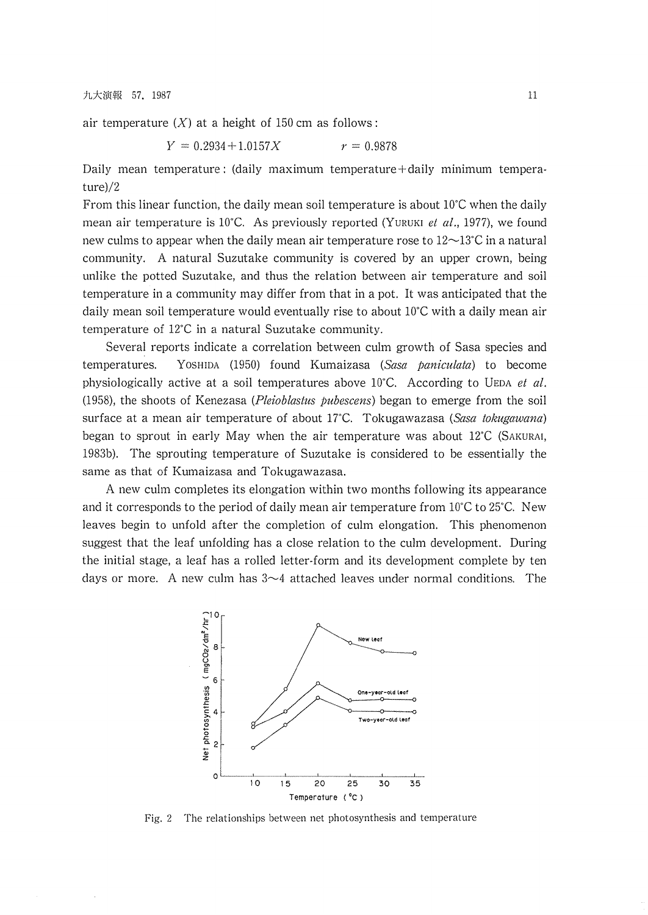air temperature ($X$) at a height of 150 cm as follows:

$$Y = 0.2934 + 1.0157X \qquad r = 0.9878$$

Daily mean temperature: (daily maximum temperature+daily minimum temperature)/2

From this linear function, the daily mean soil temperature is about 10°C when the daily mean air temperature is 10°C. As previously reported (YURUKI *et al*., 1977), we found new culms to appear when the daily mean air temperature rose to 12～13°C in a natural community. A natural Suzutake community is covered by an upper crown, being unlike the potted Suzutake, and thus the relation between air temperature and soil temperature in a community may differ from that in a pot. It was anticipated that the daily mean soil temperature would eventually rise to about 10°C with a daily mean air temperature of 12°C in a natural Suzutake community.

Several reports indicate a correlation between culm growth of Sasa species and temperatures. YOSHIDA (1950) found Kumaizasa (*Sasa paniculata*) to become physiologically active at a soil temperatures above 10°C. According to UEDA *et al*. (1958), the shoots of Kenezasa (*Pleioblastus pubescens*) began to emerge from the soil surface at a mean air temperature of about 17°C. Tokugawazasa (*Sasa tokugawana*) began to sprout in early May when the air temperature was about 12°C (SAKURAI, 1983b). The sprouting temperature of Suzutake is considered to be essentially the same as that of Kumaizasa and Tokugawazasa.

A new culm completes its elongation within two months following its appearance and it corresponds to the period of daily mean air temperature from 10°C to 25°C. New leaves begin to unfold after the completion of culm elongation. This phenomenon suggest that the leaf unfolding has a close relation to the culm development. During the initial stage, a leaf has a rolled letter-form and its development complete by ten days or more. A new culm has 3～4 attached leaves under normal conditions. The

Fig. 2 The relationships between net photosynthesis and temperature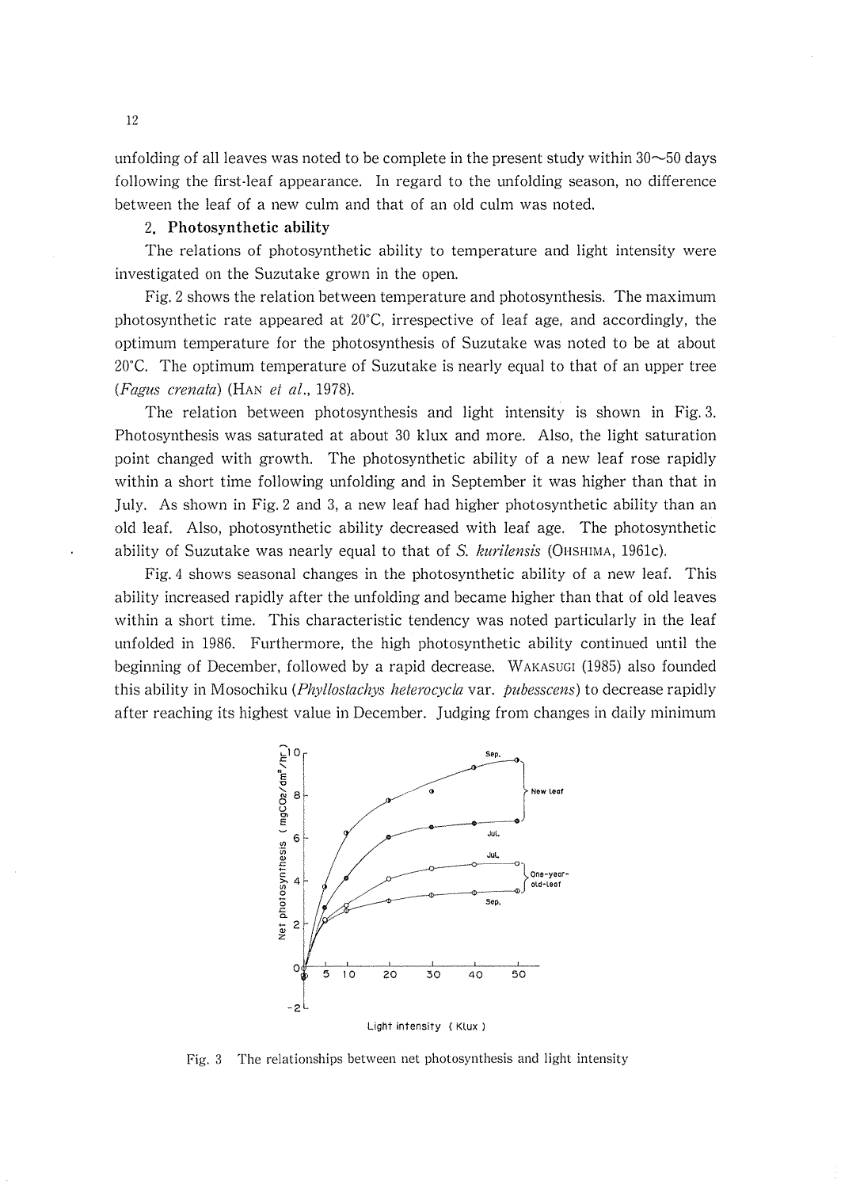unfolding of all leaves was noted to be complete in the present study within 30～50 days following the first-leaf appearance. In regard to the unfolding season, no difference between the leaf of a new culm and that of an old culm was noted.

## 2. Photosynthetic ability

The relations of photosynthetic ability to temperature and light intensity were investigated on the Suzutake grown in the open.

Fig. 2 shows the relation between temperature and photosynthesis. The maximum photosynthetic rate appeared at 20°C, irrespective of leaf age, and accordingly, the optimum temperature for the photosynthesis of Suzutake was noted to be at about 20°C. The optimum temperature of Suzutake is nearly equal to that of an upper tree (*Fagus crenata*) (HAN *et al.*, 1978).

The relation between photosynthesis and light intensity is shown in Fig. 3. Photosynthesis was saturated at about 30 klux and more. Also, the light saturation point changed with growth. The photosynthetic ability of a new leaf rose rapidly within a short time following unfolding and in September it was higher than that in July. As shown in Fig. 2 and 3, a new leaf had higher photosynthetic ability than an old leaf. Also, photosynthetic ability decreased with leaf age. The photosynthetic ability of Suzutake was nearly equal to that of *S. kurilensis* (OHSHIMA, 1961c).

Fig. 4 shows seasonal changes in the photosynthetic ability of a new leaf. This ability increased rapidly after the unfolding and became higher than that of old leaves within a short time. This characteristic tendency was noted particularly in the leaf unfolded in 1986. Furthermore, the high photosynthetic ability continued until the beginning of December, followed by a rapid decrease. WAKASUGI (1985) also founded this ability in Mosochiku (*Phyllostachys heterocycla* var. *pubesscens*) to decrease rapidly after reaching its highest value in December. Judging from changes in daily minimum

Fig. 3 The relationships between net photosynthesis and light intensity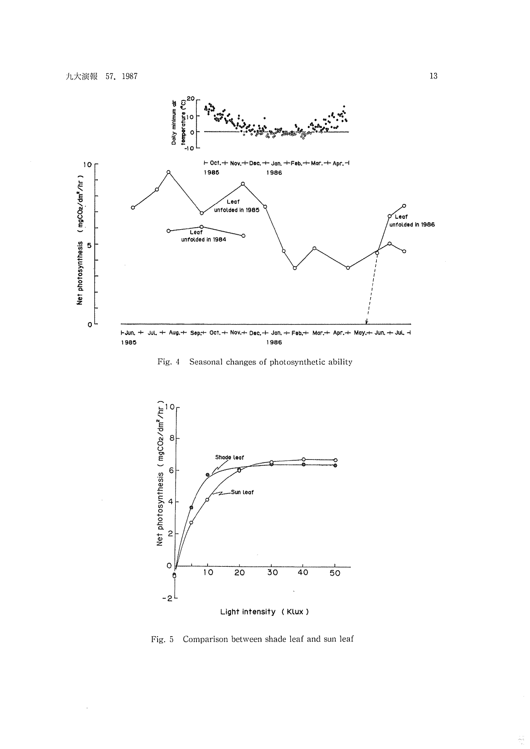Fig. 4 Seasonal changes of photosynthetic ability

Fig. 5 Comparison between shade leaf and sun leaf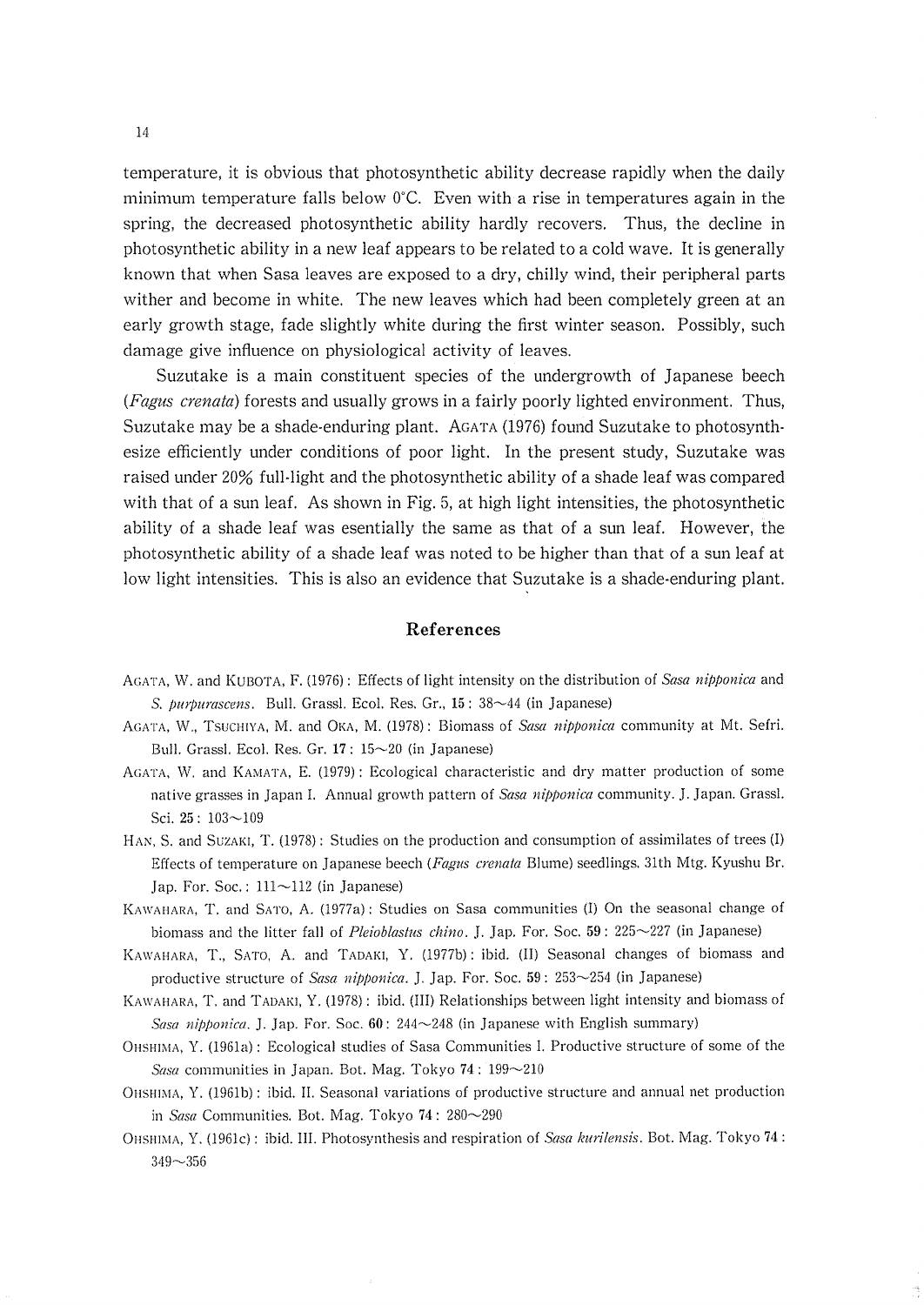temperature, it is obvious that photosynthetic ability decrease rapidly when the daily minimum temperature falls below 0°C. Even with a rise in temperatures again in the spring, the decreased photosynthetic ability hardly recovers. Thus, the decline in photosynthetic ability in a new leaf appears to be related to a cold wave. It is generally known that when Sasa leaves are exposed to a dry, chilly wind, their peripheral parts wither and become in white. The new leaves which had been completely green at an early growth stage, fade slightly white during the first winter season. Possibly, such damage give influence on physiological activity of leaves.

Suzutake is a main constituent species of the undergrowth of Japanese beech (*Fagus crenata*) forests and usually grows in a fairly poorly lighted environment. Thus, Suzutake may be a shade-enduring plant. AGATA (1976) found Suzutake to photosynthesize efficiently under conditions of poor light. In the present study, Suzutake was raised under 20% full-light and the photosynthetic ability of a shade leaf was compared with that of a sun leaf. As shown in Fig. 5, at high light intensities, the photosynthetic ability of a shade leaf was esentially the same as that of a sun leaf. However, the photosynthetic ability of a shade leaf was noted to be higher than that of a sun leaf at low light intensities. This is also an evidence that Suzutake is a shade-enduring plant.

## References

AGATA, W. and KUBOTA, F. (1976): Effects of light intensity on the distribution of *Sasa nipponica* and *S. purpurascens*. Bull. Grassl. Ecol. Res. Gr., **15**: 38～44 (in Japanese)

AGATA, W., TSUCHIYA, M. and OKA, M. (1978): Biomass of *Sasa nipponica* community at Mt. Sefri. Bull. Grassl. Ecol. Res. Gr. **17**: 15～20 (in Japanese)

AGATA, W. and KAMATA, E. (1979): Ecological characteristic and dry matter production of some native grasses in Japan I. Annual growth pattern of *Sasa nipponica* community. J. Japan. Grassl. Sci. **25**: 103～109

HAN, S. and SUZAKI, T. (1978): Studies on the production and consumption of assimilates of trees (I) Effects of temperature on Japanese beech (*Fagus crenata* Blume) seedlings. 31th Mtg. Kyushu Br. Jap. For. Soc.: 111～112 (in Japanese)

KAWAHARA, T. and SATO, A. (1977a): Studies on Sasa communities (I) On the seasonal change of biomass and the litter fall of *Pleioblastus chino*. J. Jap. For. Soc. **59**: 225～227 (in Japanese)

KAWAHARA, T., SATO, A. and TADAKI, Y. (1977b): ibid. (II) Seasonal changes of biomass and productive structure of *Sasa nipponica*. J. Jap. For. Soc. **59**: 253～254 (in Japanese)

KAWAHARA, T. and TADAKI, Y. (1978): ibid. (III) Relationships between light intensity and biomass of *Sasa nipponica*. J. Jap. For. Soc. **60**: 244～248 (in Japanese with English summary)

OHSHIMA, Y. (1961a): Ecological studies of Sasa Communities I. Productive structure of some of the *Sasa* communities in Japan. Bot. Mag. Tokyo **74**: 199～210

OHSHIMA, Y. (1961b): ibid. II. Seasonal variations of productive structure and annual net production in *Sasa* Communities. Bot. Mag. Tokyo **74**: 280～290

OHSHIMA, Y. (1961c): ibid. III. Photosynthesis and respiration of *Sasa kurilensis*. Bot. Mag. Tokyo **74**: 349～356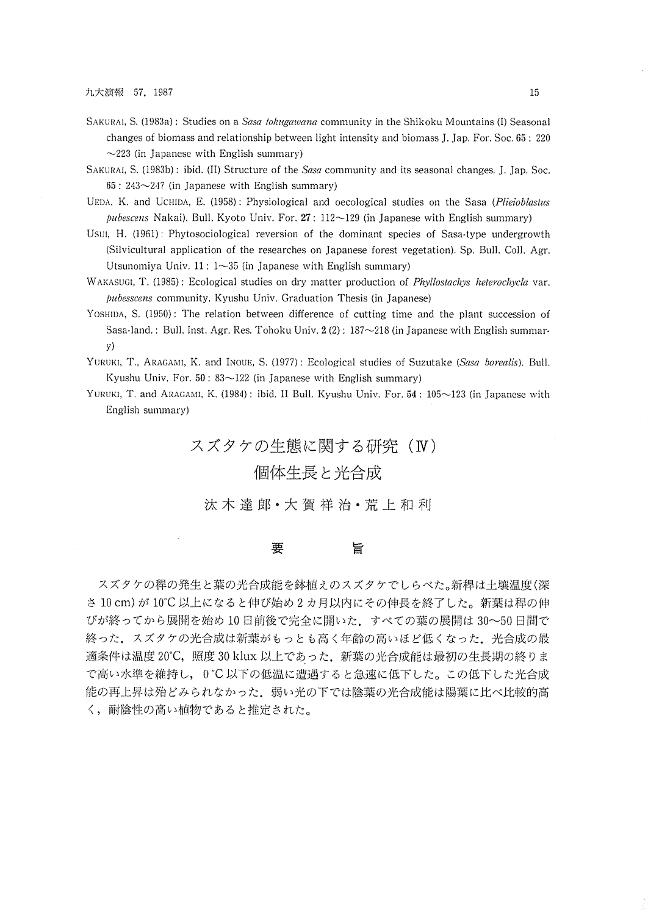SAKURAI, S. (1983a): Studies on a *Sasa tokugawana* community in the Shikoku Mountains (I) Seasonal changes of biomass and relationship between light intensity and biomass J. Jap. For. Soc. **65**: 220～223 (in Japanese with English summary)

SAKURAI, S. (1983b): ibid. (II) Structure of the *Sasa* community and its seasonal changes. J. Jap. Soc. **65**: 243～247 (in Japanese with English summary)

UEDA, K. and UCHIDA, E. (1958): Physiological and oecological studies on the Sasa (*Plieioblastus pubescens* Nakai). Bull. Kyoto Univ. For. **27**: 112～129 (in Japanese with English summary)

USUI, H. (1961): Phytosociological reversion of the dominant species of Sasa-type undergrowth (Silvicultural application of the researches on Japanese forest vegetation). Sp. Bull. Coll. Agr. Utsunomiya Univ. **11**: 1～35 (in Japanese with English summary)

WAKASUGI, T. (1985): Ecological studies on dry matter production of *Phyllostachys heterochycla* var. *pubesscens* community. Kyushu Univ. Graduation Thesis (in Japanese)

YOSHIDA, S. (1950): The relation between difference of cutting time and the plant succession of Sasa-land.: Bull. Inst. Agr. Res. Tohoku Univ. **2** (2): 187～218 (in Japanese with English summary)

YURUKI, T., ARAGAMI, K. and INOUE, S. (1977): Ecological studies of Suzutake (*Sasa borealis*). Bull. Kyushu Univ. For. **50**: 83～122 (in Japanese with English summary)

YURUKI, T. and ARAGAMI, K. (1984): ibid. II Bull. Kyushu Univ. For. **54**: 105～123 (in Japanese with English summary)

# スズタケの生態に関する研究（IV）
# 個体生長と光合成

**汰木達郎・大賀祥治・荒上和利**

## 要　　旨

スズタケの稈の発生と葉の光合成能を鉢植えのスズタケでしらべた。新稈は土壌温度（深さ 10 cm）が 10°C 以上になると伸び始め 2 カ月以内にその伸長を終了した。新葉は稈の伸びが終ってから展開を始め 10 日前後で完全に開いた．すべての葉の展開は 30～50 日間で終った．スズタケの光合成は新葉がもっとも高く年齢の高いほど低くなった．光合成の最適条件は温度 20°C，照度 30 klux 以上であった．新葉の光合成能は最初の生長期の終りまで高い水準を維持し，0 °C 以下の低温に遭遇すると急速に低下した。この低下した光合成能の再上昇は殆どみられなかった．弱い光の下では陰葉の光合成能は陽葉に比べ比較的高く，耐陰性の高い植物であると推定された。